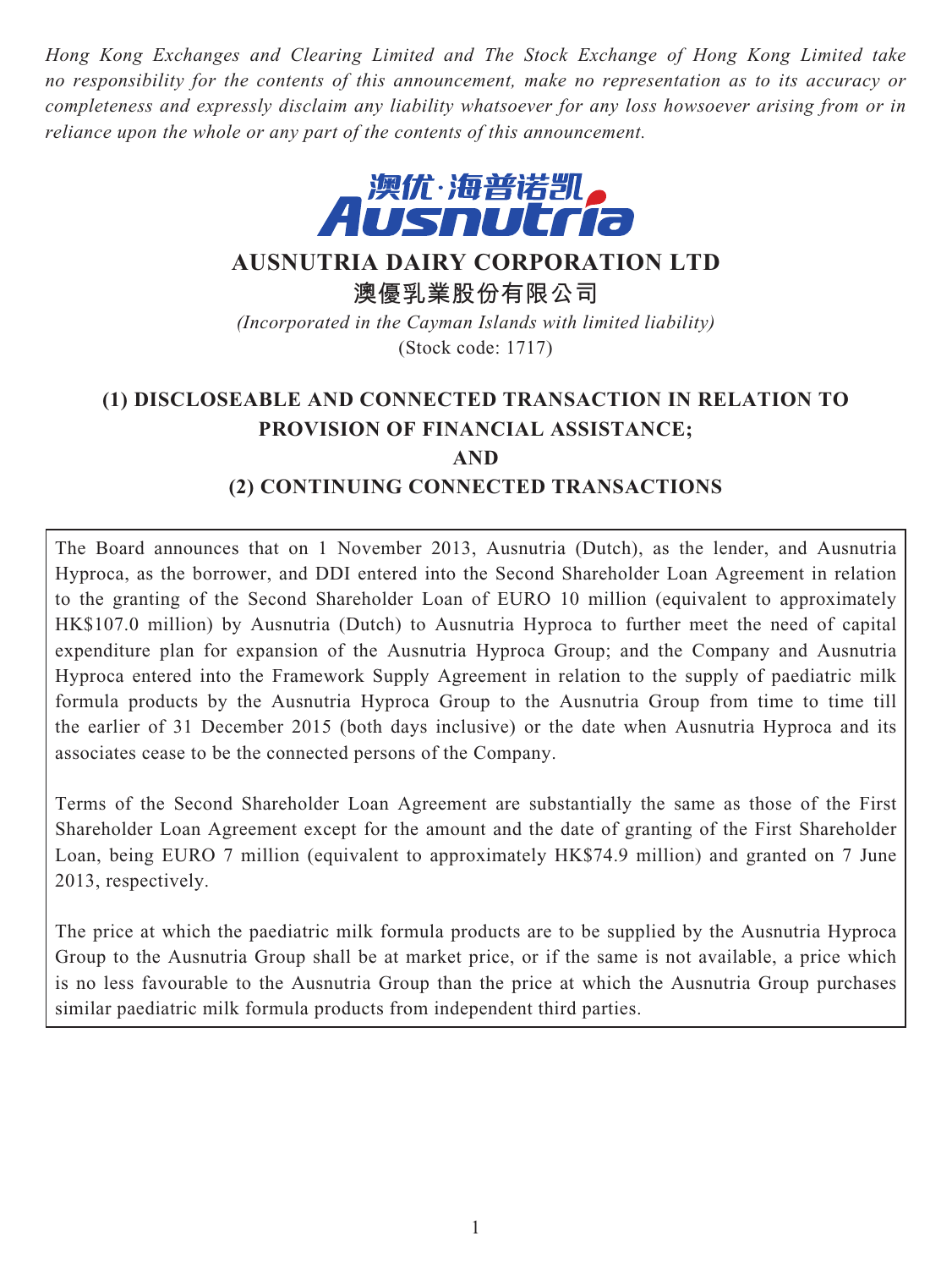*Hong Kong Exchanges and Clearing Limited and The Stock Exchange of Hong Kong Limited take no responsibility for the contents of this announcement, make no representation as to its accuracy or completeness and expressly disclaim any liability whatsoever for any loss howsoever arising from or in reliance upon the whole or any part of the contents of this announcement.*

# AUSNUTRIA DAIRY CORPORATION LTD

# 澳優乳業股份有限公司

*(Incorporated in the Cayman Islands with limited liability)*

(Stock code: 1717)

## (1) DISCLOSEABLE AND CONNECTED TRANSACTION IN RELATION TO PROVISION OF FINANCIAL ASSISTANCE;

## AND

## (2) CONTINUING CONNECTED TRANSACTIONS

The Board announces that on 1 November 2013, Ausnutria (Dutch), as the lender, and Ausnutria Hyproca, as the borrower, and DDI entered into the Second Shareholder Loan Agreement in relation to the granting of the Second Shareholder Loan of EURO 10 million (equivalent to approximately HK$107.0 million) by Ausnutria (Dutch) to Ausnutria Hyproca to further meet the need of capital expenditure plan for expansion of the Ausnutria Hyproca Group; and the Company and Ausnutria Hyproca entered into the Framework Supply Agreement in relation to the supply of paediatric milk formula products by the Ausnutria Hyproca Group to the Ausnutria Group from time to time till the earlier of 31 December 2015 (both days inclusive) or the date when Ausnutria Hyproca and its associates cease to be the connected persons of the Company.

Terms of the Second Shareholder Loan Agreement are substantially the same as those of the First Shareholder Loan Agreement except for the amount and the date of granting of the First Shareholder Loan, being EURO 7 million (equivalent to approximately HK$74.9 million) and granted on 7 June 2013, respectively.

The price at which the paediatric milk formula products are to be supplied by the Ausnutria Hyproca Group to the Ausnutria Group shall be at market price, or if the same is not available, a price which is no less favourable to the Ausnutria Group than the price at which the Ausnutria Group purchases similar paediatric milk formula products from independent third parties.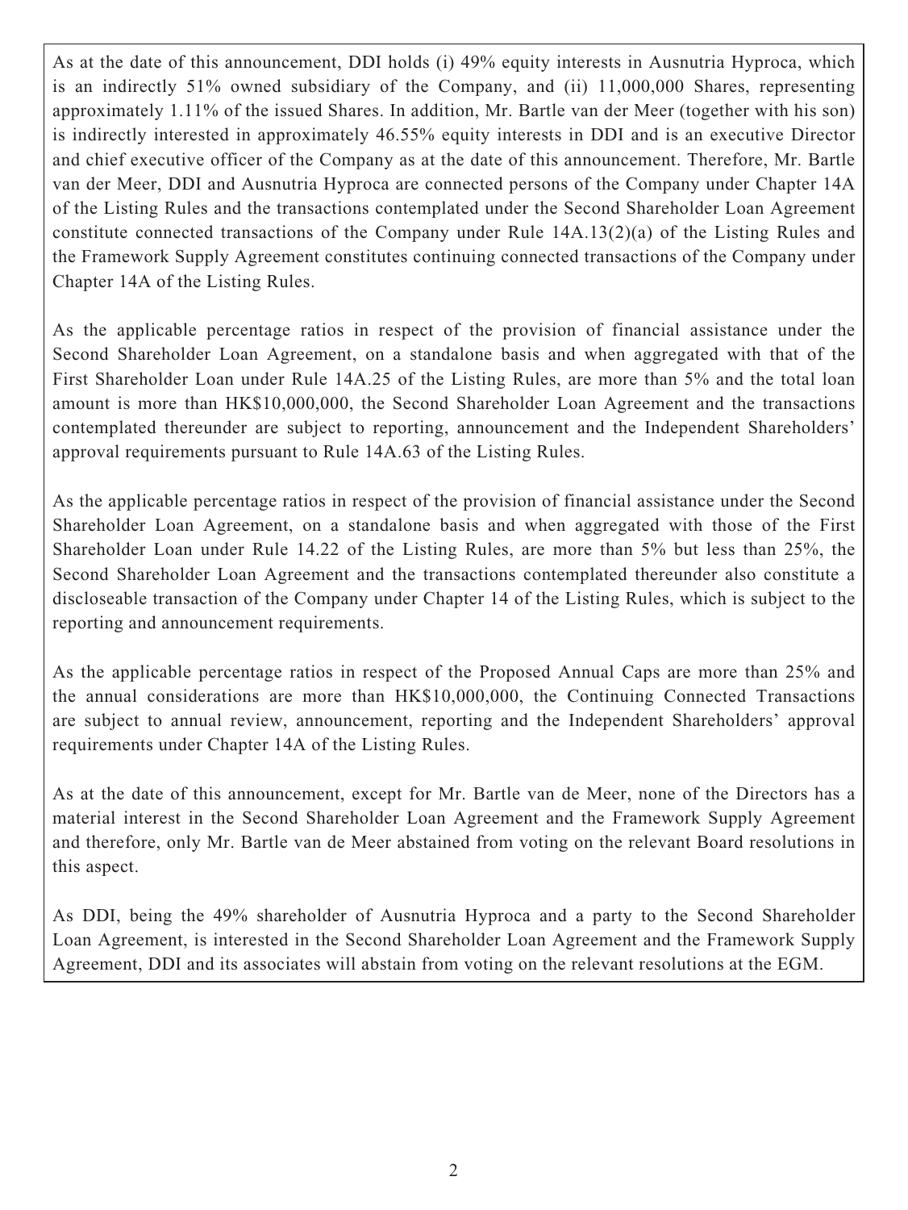As at the date of this announcement, DDI holds (i) 49% equity interests in Ausnutria Hyproca, which is an indirectly 51% owned subsidiary of the Company, and (ii) 11,000,000 Shares, representing approximately 1.11% of the issued Shares. In addition, Mr. Bartle van der Meer (together with his son) is indirectly interested in approximately 46.55% equity interests in DDI and is an executive Director and chief executive officer of the Company as at the date of this announcement. Therefore, Mr. Bartle van der Meer, DDI and Ausnutria Hyproca are connected persons of the Company under Chapter 14A of the Listing Rules and the transactions contemplated under the Second Shareholder Loan Agreement constitute connected transactions of the Company under Rule 14A.13(2)(a) of the Listing Rules and the Framework Supply Agreement constitutes continuing connected transactions of the Company under Chapter 14A of the Listing Rules.

As the applicable percentage ratios in respect of the provision of financial assistance under the Second Shareholder Loan Agreement, on a standalone basis and when aggregated with that of the First Shareholder Loan under Rule 14A.25 of the Listing Rules, are more than 5% and the total loan amount is more than HK$10,000,000, the Second Shareholder Loan Agreement and the transactions contemplated thereunder are subject to reporting, announcement and the Independent Shareholders' approval requirements pursuant to Rule 14A.63 of the Listing Rules.

As the applicable percentage ratios in respect of the provision of financial assistance under the Second Shareholder Loan Agreement, on a standalone basis and when aggregated with those of the First Shareholder Loan under Rule 14.22 of the Listing Rules, are more than 5% but less than 25%, the Second Shareholder Loan Agreement and the transactions contemplated thereunder also constitute a discloseable transaction of the Company under Chapter 14 of the Listing Rules, which is subject to the reporting and announcement requirements.

As the applicable percentage ratios in respect of the Proposed Annual Caps are more than 25% and the annual considerations are more than HK$10,000,000, the Continuing Connected Transactions are subject to annual review, announcement, reporting and the Independent Shareholders' approval requirements under Chapter 14A of the Listing Rules.

As at the date of this announcement, except for Mr. Bartle van de Meer, none of the Directors has a material interest in the Second Shareholder Loan Agreement and the Framework Supply Agreement and therefore, only Mr. Bartle van de Meer abstained from voting on the relevant Board resolutions in this aspect.

As DDI, being the 49% shareholder of Ausnutria Hyproca and a party to the Second Shareholder Loan Agreement, is interested in the Second Shareholder Loan Agreement and the Framework Supply Agreement, DDI and its associates will abstain from voting on the relevant resolutions at the EGM.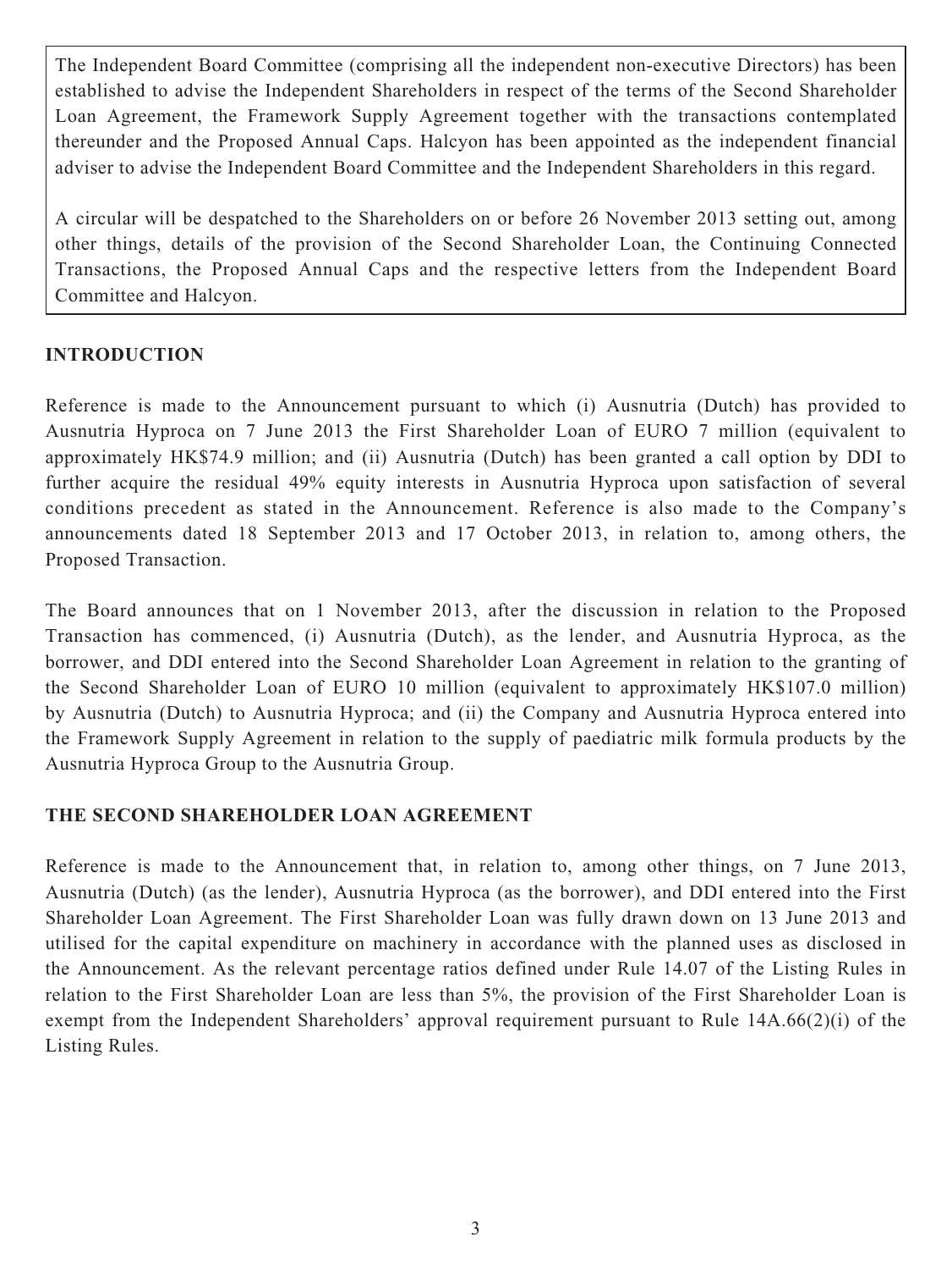The Independent Board Committee (comprising all the independent non-executive Directors) has been established to advise the Independent Shareholders in respect of the terms of the Second Shareholder Loan Agreement, the Framework Supply Agreement together with the transactions contemplated thereunder and the Proposed Annual Caps. Halcyon has been appointed as the independent financial adviser to advise the Independent Board Committee and the Independent Shareholders in this regard.

A circular will be despatched to the Shareholders on or before 26 November 2013 setting out, among other things, details of the provision of the Second Shareholder Loan, the Continuing Connected Transactions, the Proposed Annual Caps and the respective letters from the Independent Board Committee and Halcyon.

## INTRODUCTION

Reference is made to the Announcement pursuant to which (i) Ausnutria (Dutch) has provided to Ausnutria Hyproca on 7 June 2013 the First Shareholder Loan of EURO 7 million (equivalent to approximately HK$74.9 million; and (ii) Ausnutria (Dutch) has been granted a call option by DDI to further acquire the residual 49% equity interests in Ausnutria Hyproca upon satisfaction of several conditions precedent as stated in the Announcement. Reference is also made to the Company's announcements dated 18 September 2013 and 17 October 2013, in relation to, among others, the Proposed Transaction.

The Board announces that on 1 November 2013, after the discussion in relation to the Proposed Transaction has commenced, (i) Ausnutria (Dutch), as the lender, and Ausnutria Hyproca, as the borrower, and DDI entered into the Second Shareholder Loan Agreement in relation to the granting of the Second Shareholder Loan of EURO 10 million (equivalent to approximately HK$107.0 million) by Ausnutria (Dutch) to Ausnutria Hyproca; and (ii) the Company and Ausnutria Hyproca entered into the Framework Supply Agreement in relation to the supply of paediatric milk formula products by the Ausnutria Hyproca Group to the Ausnutria Group.

## THE SECOND SHAREHOLDER LOAN AGREEMENT

Reference is made to the Announcement that, in relation to, among other things, on 7 June 2013, Ausnutria (Dutch) (as the lender), Ausnutria Hyproca (as the borrower), and DDI entered into the First Shareholder Loan Agreement. The First Shareholder Loan was fully drawn down on 13 June 2013 and utilised for the capital expenditure on machinery in accordance with the planned uses as disclosed in the Announcement. As the relevant percentage ratios defined under Rule 14.07 of the Listing Rules in relation to the First Shareholder Loan are less than 5%, the provision of the First Shareholder Loan is exempt from the Independent Shareholders' approval requirement pursuant to Rule 14A.66(2)(i) of the Listing Rules.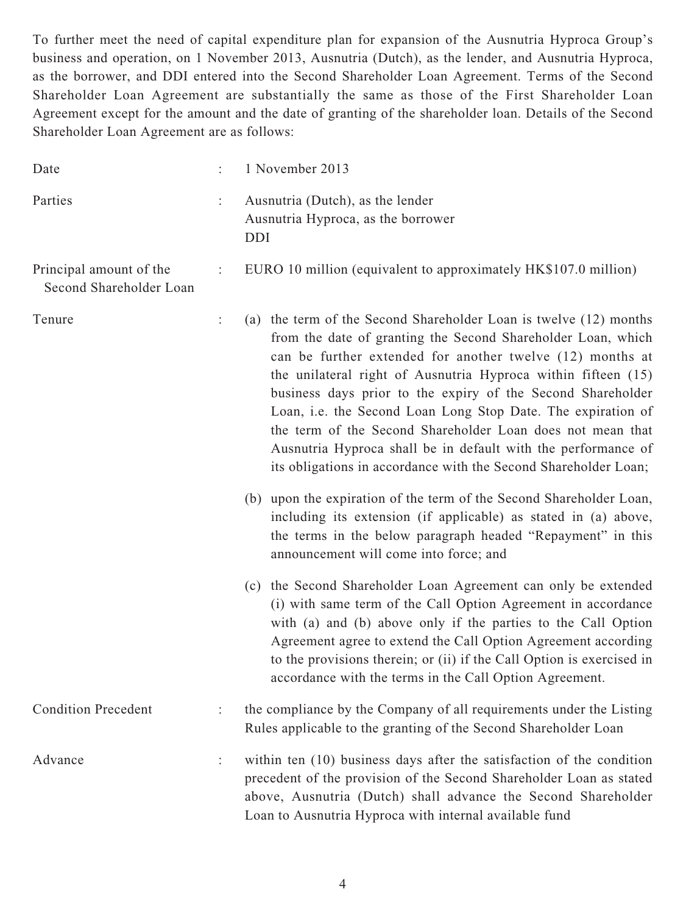To further meet the need of capital expenditure plan for expansion of the Ausnutria Hyproca Group's business and operation, on 1 November 2013, Ausnutria (Dutch), as the lender, and Ausnutria Hyproca, as the borrower, and DDI entered into the Second Shareholder Loan Agreement. Terms of the Second Shareholder Loan Agreement are substantially the same as those of the First Shareholder Loan Agreement except for the amount and the date of granting of the shareholder loan. Details of the Second Shareholder Loan Agreement are as follows:

| | | |
|---|---|---|
| Date | : | 1 November 2013 |
| Parties | : | Ausnutria (Dutch), as the lender<br>Ausnutria Hyproca, as the borrower<br>DDI |
| Principal amount of the Second Shareholder Loan | : | EURO 10 million (equivalent to approximately HK$107.0 million) |
| Tenure | : | (a) the term of the Second Shareholder Loan is twelve (12) months from the date of granting the Second Shareholder Loan, which can be further extended for another twelve (12) months at the unilateral right of Ausnutria Hyproca within fifteen (15) business days prior to the expiry of the Second Shareholder Loan, i.e. the Second Loan Long Stop Date. The expiration of the term of the Second Shareholder Loan does not mean that Ausnutria Hyproca shall be in default with the performance of its obligations in accordance with the Second Shareholder Loan;<br><br>(b) upon the expiration of the term of the Second Shareholder Loan, including its extension (if applicable) as stated in (a) above, the terms in the below paragraph headed "Repayment" in this announcement will come into force; and<br><br>(c) the Second Shareholder Loan Agreement can only be extended (i) with same term of the Call Option Agreement in accordance with (a) and (b) above only if the parties to the Call Option Agreement agree to extend the Call Option Agreement according to the provisions therein; or (ii) if the Call Option is exercised in accordance with the terms in the Call Option Agreement. |
| Condition Precedent | : | the compliance by the Company of all requirements under the Listing Rules applicable to the granting of the Second Shareholder Loan |
| Advance | : | within ten (10) business days after the satisfaction of the condition precedent of the provision of the Second Shareholder Loan as stated above, Ausnutria (Dutch) shall advance the Second Shareholder Loan to Ausnutria Hyproca with internal available fund |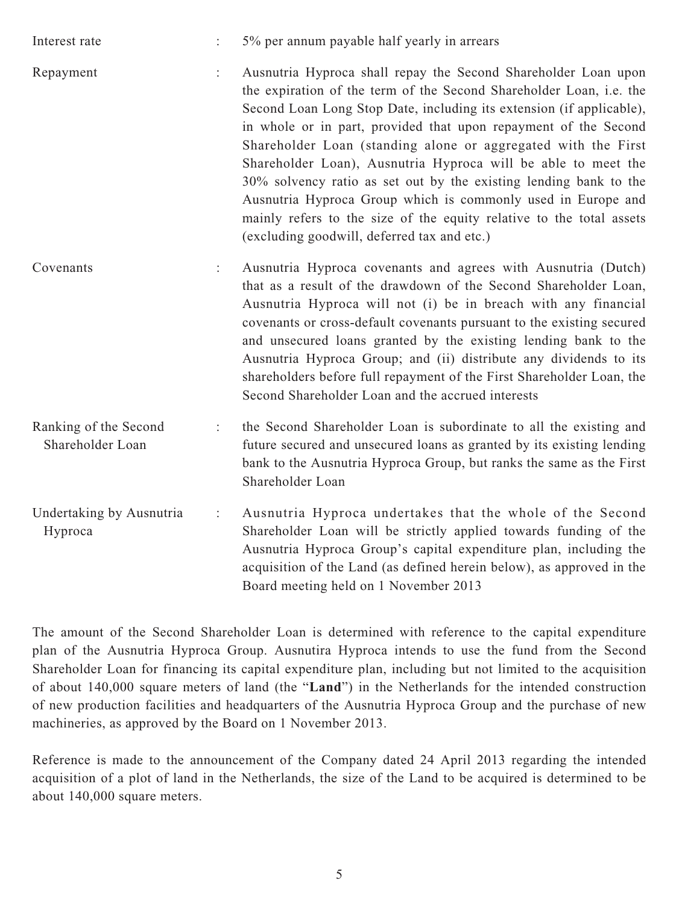| | | |
|---|---|---|
| Interest rate | : | 5% per annum payable half yearly in arrears |
| Repayment | : | Ausnutria Hyproca shall repay the Second Shareholder Loan upon the expiration of the term of the Second Shareholder Loan, i.e. the Second Loan Long Stop Date, including its extension (if applicable), in whole or in part, provided that upon repayment of the Second Shareholder Loan (standing alone or aggregated with the First Shareholder Loan), Ausnutria Hyproca will be able to meet the 30% solvency ratio as set out by the existing lending bank to the Ausnutria Hyproca Group which is commonly used in Europe and mainly refers to the size of the equity relative to the total assets (excluding goodwill, deferred tax and etc.) |
| Covenants | : | Ausnutria Hyproca covenants and agrees with Ausnutria (Dutch) that as a result of the drawdown of the Second Shareholder Loan, Ausnutria Hyproca will not (i) be in breach with any financial covenants or cross-default covenants pursuant to the existing secured and unsecured loans granted by the existing lending bank to the Ausnutria Hyproca Group; and (ii) distribute any dividends to its shareholders before full repayment of the First Shareholder Loan, the Second Shareholder Loan and the accrued interests |
| Ranking of the Second Shareholder Loan | : | the Second Shareholder Loan is subordinate to all the existing and future secured and unsecured loans as granted by its existing lending bank to the Ausnutria Hyproca Group, but ranks the same as the First Shareholder Loan |
| Undertaking by Ausnutria Hyproca | : | Ausnutria Hyproca undertakes that the whole of the Second Shareholder Loan will be strictly applied towards funding of the Ausnutria Hyproca Group's capital expenditure plan, including the acquisition of the Land (as defined herein below), as approved in the Board meeting held on 1 November 2013 |

The amount of the Second Shareholder Loan is determined with reference to the capital expenditure plan of the Ausnutria Hyproca Group. Ausnutira Hyproca intends to use the fund from the Second Shareholder Loan for financing its capital expenditure plan, including but not limited to the acquisition of about 140,000 square meters of land (the "**Land**") in the Netherlands for the intended construction of new production facilities and headquarters of the Ausnutria Hyproca Group and the purchase of new machineries, as approved by the Board on 1 November 2013.

Reference is made to the announcement of the Company dated 24 April 2013 regarding the intended acquisition of a plot of land in the Netherlands, the size of the Land to be acquired is determined to be about 140,000 square meters.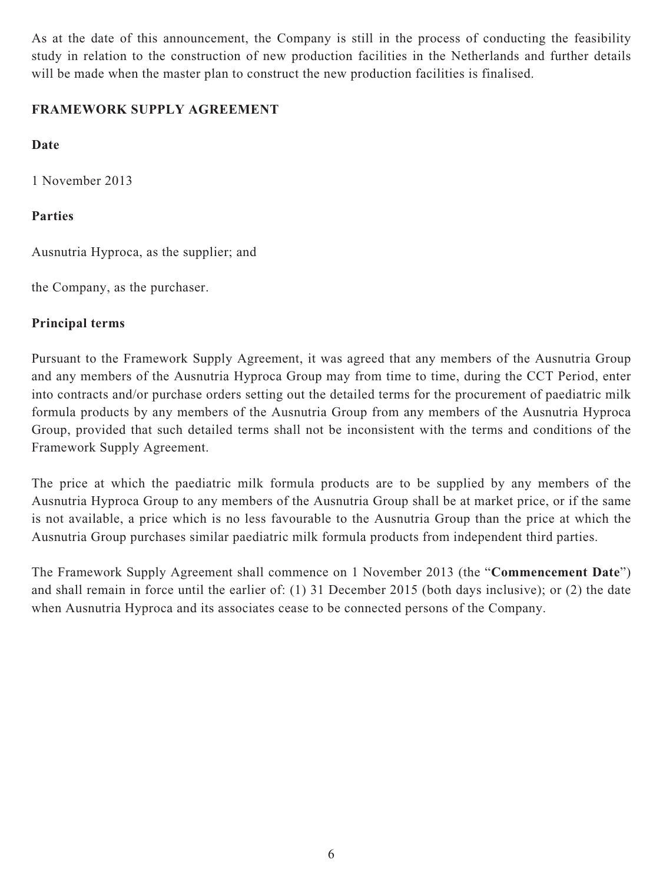As at the date of this announcement, the Company is still in the process of conducting the feasibility study in relation to the construction of new production facilities in the Netherlands and further details will be made when the master plan to construct the new production facilities is finalised.

## FRAMEWORK SUPPLY AGREEMENT

**Date**

1 November 2013

**Parties**

Ausnutria Hyproca, as the supplier; and

the Company, as the purchaser.

**Principal terms**

Pursuant to the Framework Supply Agreement, it was agreed that any members of the Ausnutria Group and any members of the Ausnutria Hyproca Group may from time to time, during the CCT Period, enter into contracts and/or purchase orders setting out the detailed terms for the procurement of paediatric milk formula products by any members of the Ausnutria Group from any members of the Ausnutria Hyproca Group, provided that such detailed terms shall not be inconsistent with the terms and conditions of the Framework Supply Agreement.

The price at which the paediatric milk formula products are to be supplied by any members of the Ausnutria Hyproca Group to any members of the Ausnutria Group shall be at market price, or if the same is not available, a price which is no less favourable to the Ausnutria Group than the price at which the Ausnutria Group purchases similar paediatric milk formula products from independent third parties.

The Framework Supply Agreement shall commence on 1 November 2013 (the "**Commencement Date**") and shall remain in force until the earlier of: (1) 31 December 2015 (both days inclusive); or (2) the date when Ausnutria Hyproca and its associates cease to be connected persons of the Company.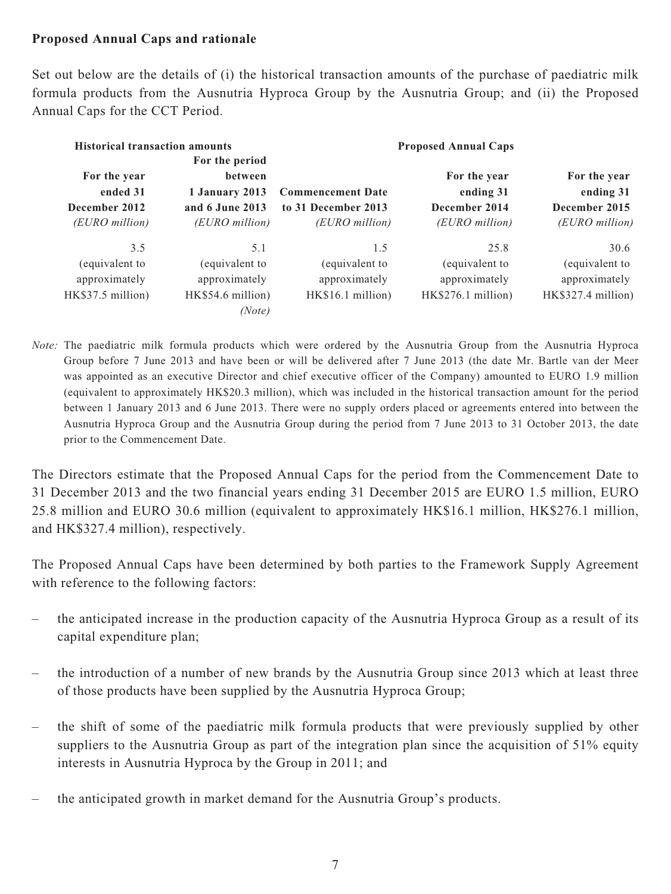**Proposed Annual Caps and rationale**

Set out below are the details of (i) the historical transaction amounts of the purchase of paediatric milk formula products from the Ausnutria Hyproca Group by the Ausnutria Group; and (ii) the Proposed Annual Caps for the CCT Period.

| **Historical transaction amounts** | | **Proposed Annual Caps** | | |
|---|---|---|---|---|
| **For the year ended 31 December 2012** *(EURO million)* | **For the period between 1 January 2013 and 6 June 2013** *(EURO million)* | **Commencement Date to 31 December 2013** *(EURO million)* | **For the year ending 31 December 2014** *(EURO million)* | **For the year ending 31 December 2015** *(EURO million)* |
| 3.5 (equivalent to approximately HK$37.5 million) | 5.1 (equivalent to approximately HK$54.6 million) *(Note)* | 1.5 (equivalent to approximately HK$16.1 million) | 25.8 (equivalent to approximately HK$276.1 million) | 30.6 (equivalent to approximately HK$327.4 million) |

*Note:* The paediatric milk formula products which were ordered by the Ausnutria Group from the Ausnutria Hyproca Group before 7 June 2013 and have been or will be delivered after 7 June 2013 (the date Mr. Bartle van der Meer was appointed as an executive Director and chief executive officer of the Company) amounted to EURO 1.9 million (equivalent to approximately HK$20.3 million), which was included in the historical transaction amount for the period between 1 January 2013 and 6 June 2013. There were no supply orders placed or agreements entered into between the Ausnutria Hyproca Group and the Ausnutria Group during the period from 7 June 2013 to 31 October 2013, the date prior to the Commencement Date.

The Directors estimate that the Proposed Annual Caps for the period from the Commencement Date to 31 December 2013 and the two financial years ending 31 December 2015 are EURO 1.5 million, EURO 25.8 million and EURO 30.6 million (equivalent to approximately HK$16.1 million, HK$276.1 million, and HK$327.4 million), respectively.

The Proposed Annual Caps have been determined by both parties to the Framework Supply Agreement with reference to the following factors:

- the anticipated increase in the production capacity of the Ausnutria Hyproca Group as a result of its capital expenditure plan;
- the introduction of a number of new brands by the Ausnutria Group since 2013 which at least three of those products have been supplied by the Ausnutria Hyproca Group;
- the shift of some of the paediatric milk formula products that were previously supplied by other suppliers to the Ausnutria Group as part of the integration plan since the acquisition of 51% equity interests in Ausnutria Hyproca by the Group in 2011; and
- the anticipated growth in market demand for the Ausnutria Group's products.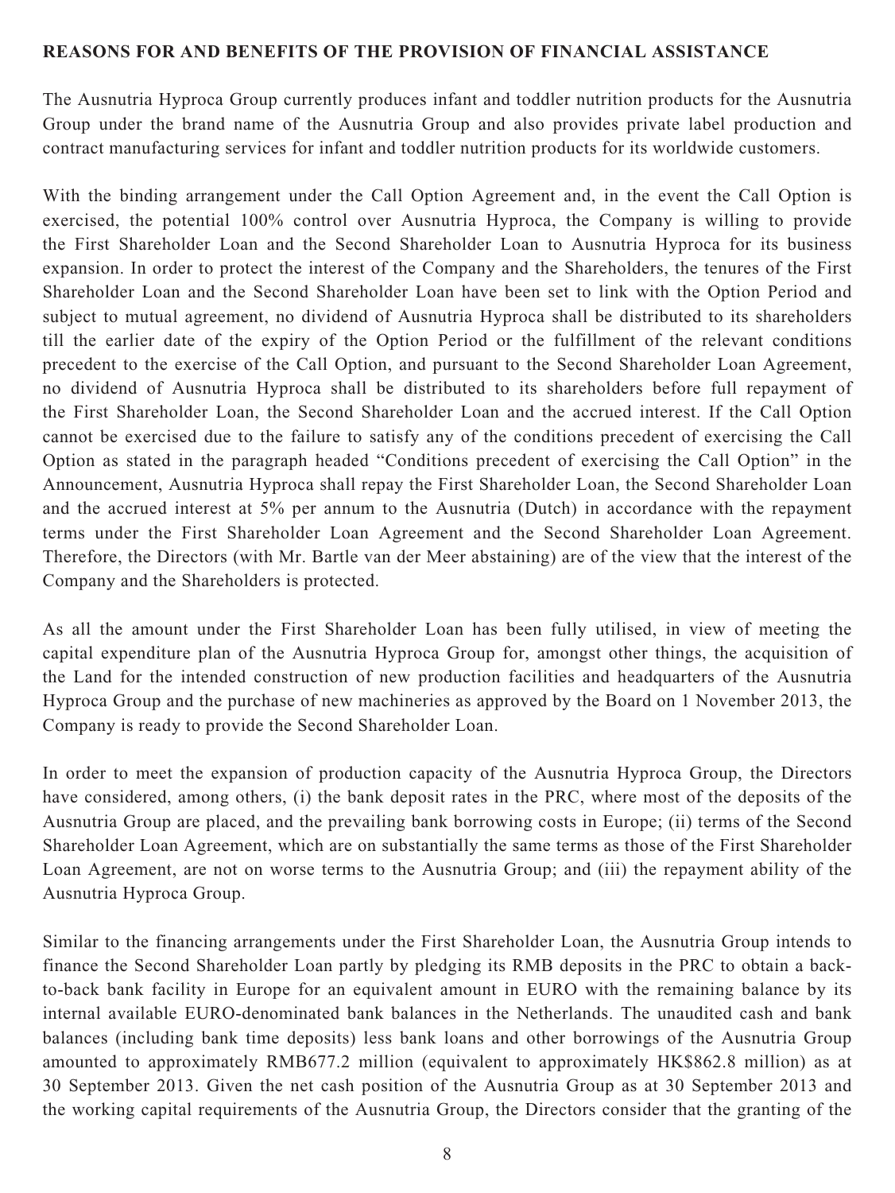**REASONS FOR AND BENEFITS OF THE PROVISION OF FINANCIAL ASSISTANCE**

The Ausnutria Hyproca Group currently produces infant and toddler nutrition products for the Ausnutria Group under the brand name of the Ausnutria Group and also provides private label production and contract manufacturing services for infant and toddler nutrition products for its worldwide customers.

With the binding arrangement under the Call Option Agreement and, in the event the Call Option is exercised, the potential 100% control over Ausnutria Hyproca, the Company is willing to provide the First Shareholder Loan and the Second Shareholder Loan to Ausnutria Hyproca for its business expansion. In order to protect the interest of the Company and the Shareholders, the tenures of the First Shareholder Loan and the Second Shareholder Loan have been set to link with the Option Period and subject to mutual agreement, no dividend of Ausnutria Hyproca shall be distributed to its shareholders till the earlier date of the expiry of the Option Period or the fulfillment of the relevant conditions precedent to the exercise of the Call Option, and pursuant to the Second Shareholder Loan Agreement, no dividend of Ausnutria Hyproca shall be distributed to its shareholders before full repayment of the First Shareholder Loan, the Second Shareholder Loan and the accrued interest. If the Call Option cannot be exercised due to the failure to satisfy any of the conditions precedent of exercising the Call Option as stated in the paragraph headed "Conditions precedent of exercising the Call Option" in the Announcement, Ausnutria Hyproca shall repay the First Shareholder Loan, the Second Shareholder Loan and the accrued interest at 5% per annum to the Ausnutria (Dutch) in accordance with the repayment terms under the First Shareholder Loan Agreement and the Second Shareholder Loan Agreement. Therefore, the Directors (with Mr. Bartle van der Meer abstaining) are of the view that the interest of the Company and the Shareholders is protected.

As all the amount under the First Shareholder Loan has been fully utilised, in view of meeting the capital expenditure plan of the Ausnutria Hyproca Group for, amongst other things, the acquisition of the Land for the intended construction of new production facilities and headquarters of the Ausnutria Hyproca Group and the purchase of new machineries as approved by the Board on 1 November 2013, the Company is ready to provide the Second Shareholder Loan.

In order to meet the expansion of production capacity of the Ausnutria Hyproca Group, the Directors have considered, among others, (i) the bank deposit rates in the PRC, where most of the deposits of the Ausnutria Group are placed, and the prevailing bank borrowing costs in Europe; (ii) terms of the Second Shareholder Loan Agreement, which are on substantially the same terms as those of the First Shareholder Loan Agreement, are not on worse terms to the Ausnutria Group; and (iii) the repayment ability of the Ausnutria Hyproca Group.

Similar to the financing arrangements under the First Shareholder Loan, the Ausnutria Group intends to finance the Second Shareholder Loan partly by pledging its RMB deposits in the PRC to obtain a back-to-back bank facility in Europe for an equivalent amount in EURO with the remaining balance by its internal available EURO-denominated bank balances in the Netherlands. The unaudited cash and bank balances (including bank time deposits) less bank loans and other borrowings of the Ausnutria Group amounted to approximately RMB677.2 million (equivalent to approximately HK$862.8 million) as at 30 September 2013. Given the net cash position of the Ausnutria Group as at 30 September 2013 and the working capital requirements of the Ausnutria Group, the Directors consider that the granting of the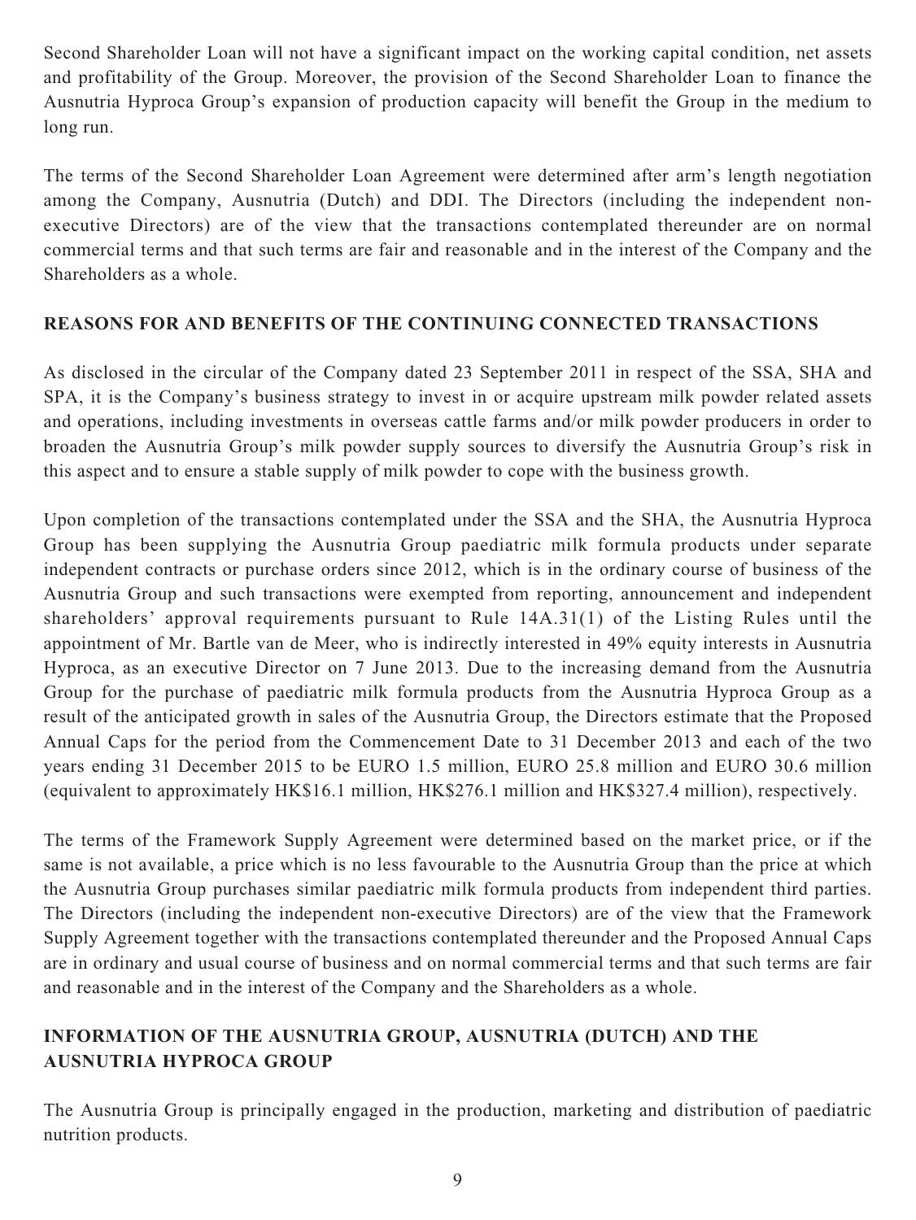Second Shareholder Loan will not have a significant impact on the working capital condition, net assets and profitability of the Group. Moreover, the provision of the Second Shareholder Loan to finance the Ausnutria Hyproca Group's expansion of production capacity will benefit the Group in the medium to long run.

The terms of the Second Shareholder Loan Agreement were determined after arm's length negotiation among the Company, Ausnutria (Dutch) and DDI. The Directors (including the independent non-executive Directors) are of the view that the transactions contemplated thereunder are on normal commercial terms and that such terms are fair and reasonable and in the interest of the Company and the Shareholders as a whole.

## REASONS FOR AND BENEFITS OF THE CONTINUING CONNECTED TRANSACTIONS

As disclosed in the circular of the Company dated 23 September 2011 in respect of the SSA, SHA and SPA, it is the Company's business strategy to invest in or acquire upstream milk powder related assets and operations, including investments in overseas cattle farms and/or milk powder producers in order to broaden the Ausnutria Group's milk powder supply sources to diversify the Ausnutria Group's risk in this aspect and to ensure a stable supply of milk powder to cope with the business growth.

Upon completion of the transactions contemplated under the SSA and the SHA, the Ausnutria Hyproca Group has been supplying the Ausnutria Group paediatric milk formula products under separate independent contracts or purchase orders since 2012, which is in the ordinary course of business of the Ausnutria Group and such transactions were exempted from reporting, announcement and independent shareholders' approval requirements pursuant to Rule 14A.31(1) of the Listing Rules until the appointment of Mr. Bartle van de Meer, who is indirectly interested in 49% equity interests in Ausnutria Hyproca, as an executive Director on 7 June 2013. Due to the increasing demand from the Ausnutria Group for the purchase of paediatric milk formula products from the Ausnutria Hyproca Group as a result of the anticipated growth in sales of the Ausnutria Group, the Directors estimate that the Proposed Annual Caps for the period from the Commencement Date to 31 December 2013 and each of the two years ending 31 December 2015 to be EURO 1.5 million, EURO 25.8 million and EURO 30.6 million (equivalent to approximately HK$16.1 million, HK$276.1 million and HK$327.4 million), respectively.

The terms of the Framework Supply Agreement were determined based on the market price, or if the same is not available, a price which is no less favourable to the Ausnutria Group than the price at which the Ausnutria Group purchases similar paediatric milk formula products from independent third parties. The Directors (including the independent non-executive Directors) are of the view that the Framework Supply Agreement together with the transactions contemplated thereunder and the Proposed Annual Caps are in ordinary and usual course of business and on normal commercial terms and that such terms are fair and reasonable and in the interest of the Company and the Shareholders as a whole.

## INFORMATION OF THE AUSNUTRIA GROUP, AUSNUTRIA (DUTCH) AND THE AUSNUTRIA HYPROCA GROUP

The Ausnutria Group is principally engaged in the production, marketing and distribution of paediatric nutrition products.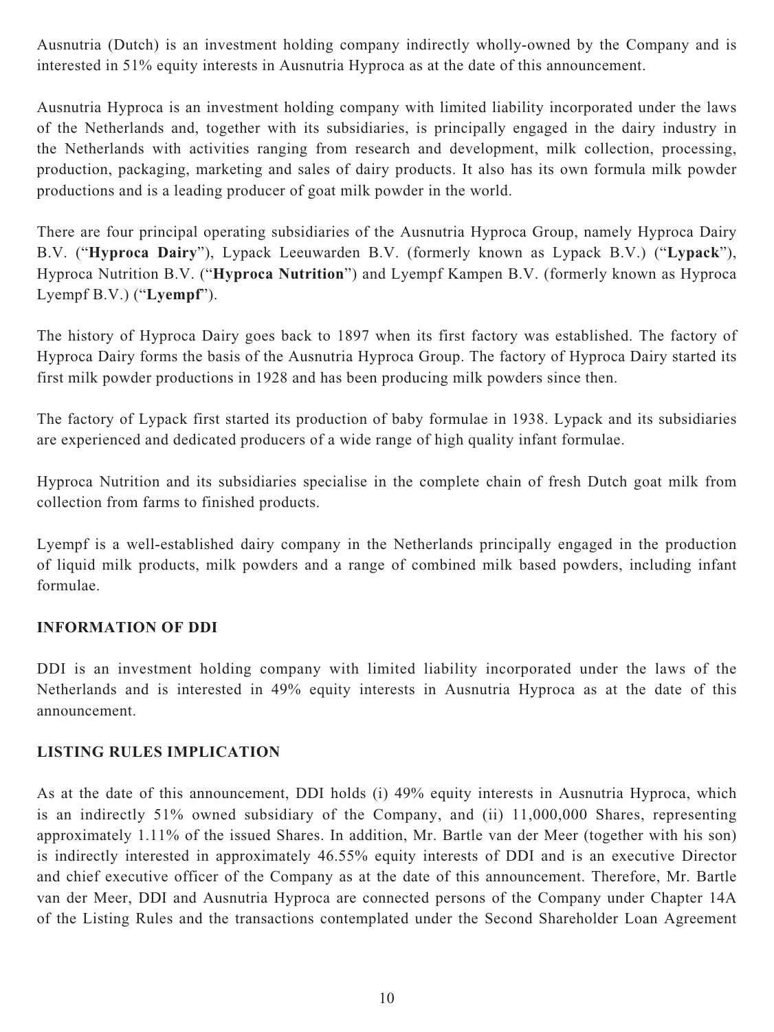Ausnutria (Dutch) is an investment holding company indirectly wholly-owned by the Company and is interested in 51% equity interests in Ausnutria Hyproca as at the date of this announcement.

Ausnutria Hyproca is an investment holding company with limited liability incorporated under the laws of the Netherlands and, together with its subsidiaries, is principally engaged in the dairy industry in the Netherlands with activities ranging from research and development, milk collection, processing, production, packaging, marketing and sales of dairy products. It also has its own formula milk powder productions and is a leading producer of goat milk powder in the world.

There are four principal operating subsidiaries of the Ausnutria Hyproca Group, namely Hyproca Dairy B.V. ("**Hyproca Dairy**"), Lypack Leeuwarden B.V. (formerly known as Lypack B.V.) ("**Lypack**"), Hyproca Nutrition B.V. ("**Hyproca Nutrition**") and Lyempf Kampen B.V. (formerly known as Hyproca Lyempf B.V.) ("**Lyempf**").

The history of Hyproca Dairy goes back to 1897 when its first factory was established. The factory of Hyproca Dairy forms the basis of the Ausnutria Hyproca Group. The factory of Hyproca Dairy started its first milk powder productions in 1928 and has been producing milk powders since then.

The factory of Lypack first started its production of baby formulae in 1938. Lypack and its subsidiaries are experienced and dedicated producers of a wide range of high quality infant formulae.

Hyproca Nutrition and its subsidiaries specialise in the complete chain of fresh Dutch goat milk from collection from farms to finished products.

Lyempf is a well-established dairy company in the Netherlands principally engaged in the production of liquid milk products, milk powders and a range of combined milk based powders, including infant formulae.

## INFORMATION OF DDI

DDI is an investment holding company with limited liability incorporated under the laws of the Netherlands and is interested in 49% equity interests in Ausnutria Hyproca as at the date of this announcement.

## LISTING RULES IMPLICATION

As at the date of this announcement, DDI holds (i) 49% equity interests in Ausnutria Hyproca, which is an indirectly 51% owned subsidiary of the Company, and (ii) 11,000,000 Shares, representing approximately 1.11% of the issued Shares. In addition, Mr. Bartle van der Meer (together with his son) is indirectly interested in approximately 46.55% equity interests of DDI and is an executive Director and chief executive officer of the Company as at the date of this announcement. Therefore, Mr. Bartle van der Meer, DDI and Ausnutria Hyproca are connected persons of the Company under Chapter 14A of the Listing Rules and the transactions contemplated under the Second Shareholder Loan Agreement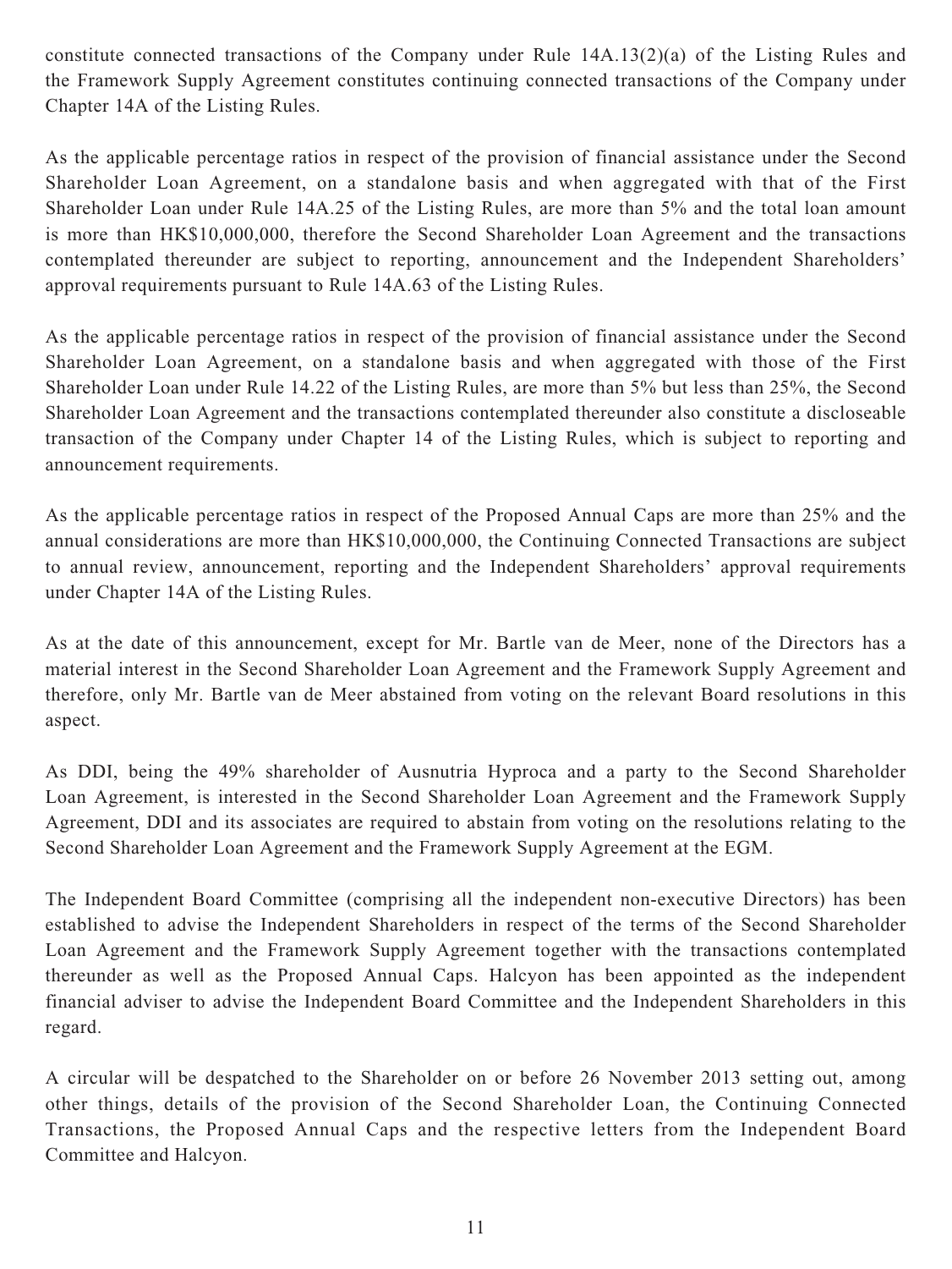constitute connected transactions of the Company under Rule 14A.13(2)(a) of the Listing Rules and the Framework Supply Agreement constitutes continuing connected transactions of the Company under Chapter 14A of the Listing Rules.

As the applicable percentage ratios in respect of the provision of financial assistance under the Second Shareholder Loan Agreement, on a standalone basis and when aggregated with that of the First Shareholder Loan under Rule 14A.25 of the Listing Rules, are more than 5% and the total loan amount is more than HK$10,000,000, therefore the Second Shareholder Loan Agreement and the transactions contemplated thereunder are subject to reporting, announcement and the Independent Shareholders' approval requirements pursuant to Rule 14A.63 of the Listing Rules.

As the applicable percentage ratios in respect of the provision of financial assistance under the Second Shareholder Loan Agreement, on a standalone basis and when aggregated with those of the First Shareholder Loan under Rule 14.22 of the Listing Rules, are more than 5% but less than 25%, the Second Shareholder Loan Agreement and the transactions contemplated thereunder also constitute a discloseable transaction of the Company under Chapter 14 of the Listing Rules, which is subject to reporting and announcement requirements.

As the applicable percentage ratios in respect of the Proposed Annual Caps are more than 25% and the annual considerations are more than HK$10,000,000, the Continuing Connected Transactions are subject to annual review, announcement, reporting and the Independent Shareholders' approval requirements under Chapter 14A of the Listing Rules.

As at the date of this announcement, except for Mr. Bartle van de Meer, none of the Directors has a material interest in the Second Shareholder Loan Agreement and the Framework Supply Agreement and therefore, only Mr. Bartle van de Meer abstained from voting on the relevant Board resolutions in this aspect.

As DDI, being the 49% shareholder of Ausnutria Hyproca and a party to the Second Shareholder Loan Agreement, is interested in the Second Shareholder Loan Agreement and the Framework Supply Agreement, DDI and its associates are required to abstain from voting on the resolutions relating to the Second Shareholder Loan Agreement and the Framework Supply Agreement at the EGM.

The Independent Board Committee (comprising all the independent non-executive Directors) has been established to advise the Independent Shareholders in respect of the terms of the Second Shareholder Loan Agreement and the Framework Supply Agreement together with the transactions contemplated thereunder as well as the Proposed Annual Caps. Halcyon has been appointed as the independent financial adviser to advise the Independent Board Committee and the Independent Shareholders in this regard.

A circular will be despatched to the Shareholder on or before 26 November 2013 setting out, among other things, details of the provision of the Second Shareholder Loan, the Continuing Connected Transactions, the Proposed Annual Caps and the respective letters from the Independent Board Committee and Halcyon.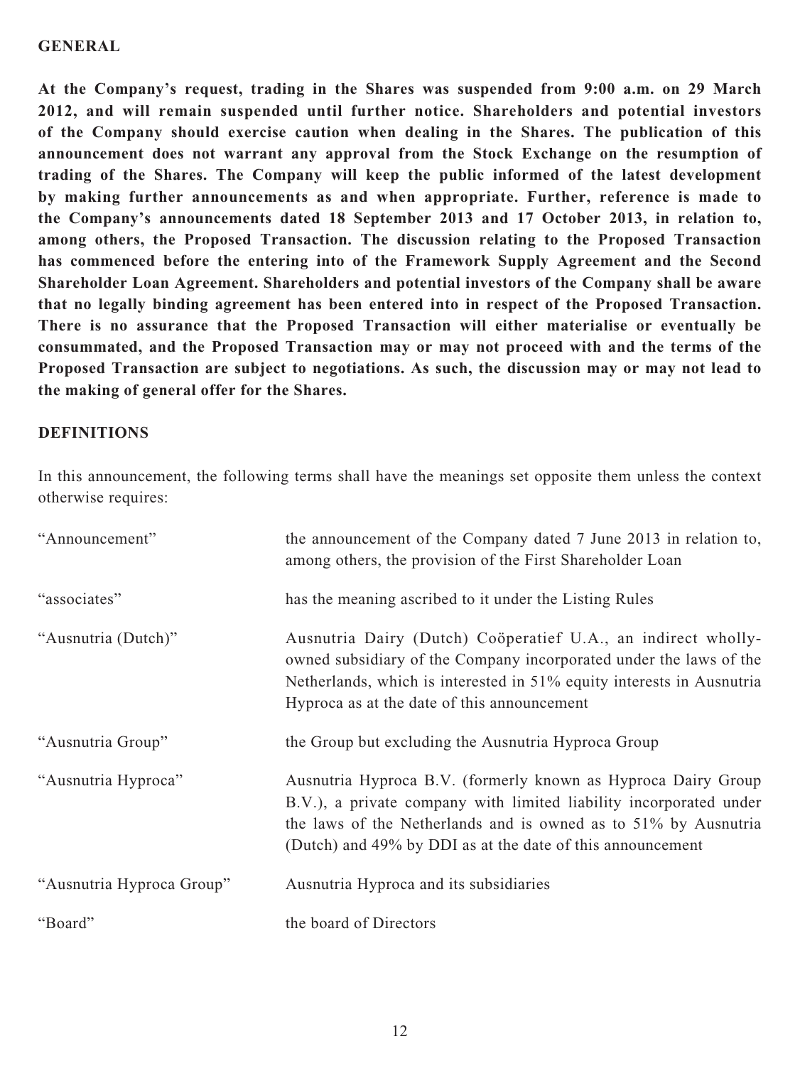## GENERAL

**At the Company's request, trading in the Shares was suspended from 9:00 a.m. on 29 March 2012, and will remain suspended until further notice. Shareholders and potential investors of the Company should exercise caution when dealing in the Shares. The publication of this announcement does not warrant any approval from the Stock Exchange on the resumption of trading of the Shares. The Company will keep the public informed of the latest development by making further announcements as and when appropriate. Further, reference is made to the Company's announcements dated 18 September 2013 and 17 October 2013, in relation to, among others, the Proposed Transaction. The discussion relating to the Proposed Transaction has commenced before the entering into of the Framework Supply Agreement and the Second Shareholder Loan Agreement. Shareholders and potential investors of the Company shall be aware that no legally binding agreement has been entered into in respect of the Proposed Transaction. There is no assurance that the Proposed Transaction will either materialise or eventually be consummated, and the Proposed Transaction may or may not proceed with and the terms of the Proposed Transaction are subject to negotiations. As such, the discussion may or may not lead to the making of general offer for the Shares.**

## DEFINITIONS

In this announcement, the following terms shall have the meanings set opposite them unless the context otherwise requires:

| | |
|---|---|
| "Announcement" | the announcement of the Company dated 7 June 2013 in relation to, among others, the provision of the First Shareholder Loan |
| "associates" | has the meaning ascribed to it under the Listing Rules |
| "Ausnutria (Dutch)" | Ausnutria Dairy (Dutch) Coöperatief U.A., an indirect wholly-owned subsidiary of the Company incorporated under the laws of the Netherlands, which is interested in 51% equity interests in Ausnutria Hyproca as at the date of this announcement |
| "Ausnutria Group" | the Group but excluding the Ausnutria Hyproca Group |
| "Ausnutria Hyproca" | Ausnutria Hyproca B.V. (formerly known as Hyproca Dairy Group B.V.), a private company with limited liability incorporated under the laws of the Netherlands and is owned as to 51% by Ausnutria (Dutch) and 49% by DDI as at the date of this announcement |
| "Ausnutria Hyproca Group" | Ausnutria Hyproca and its subsidiaries |
| "Board" | the board of Directors |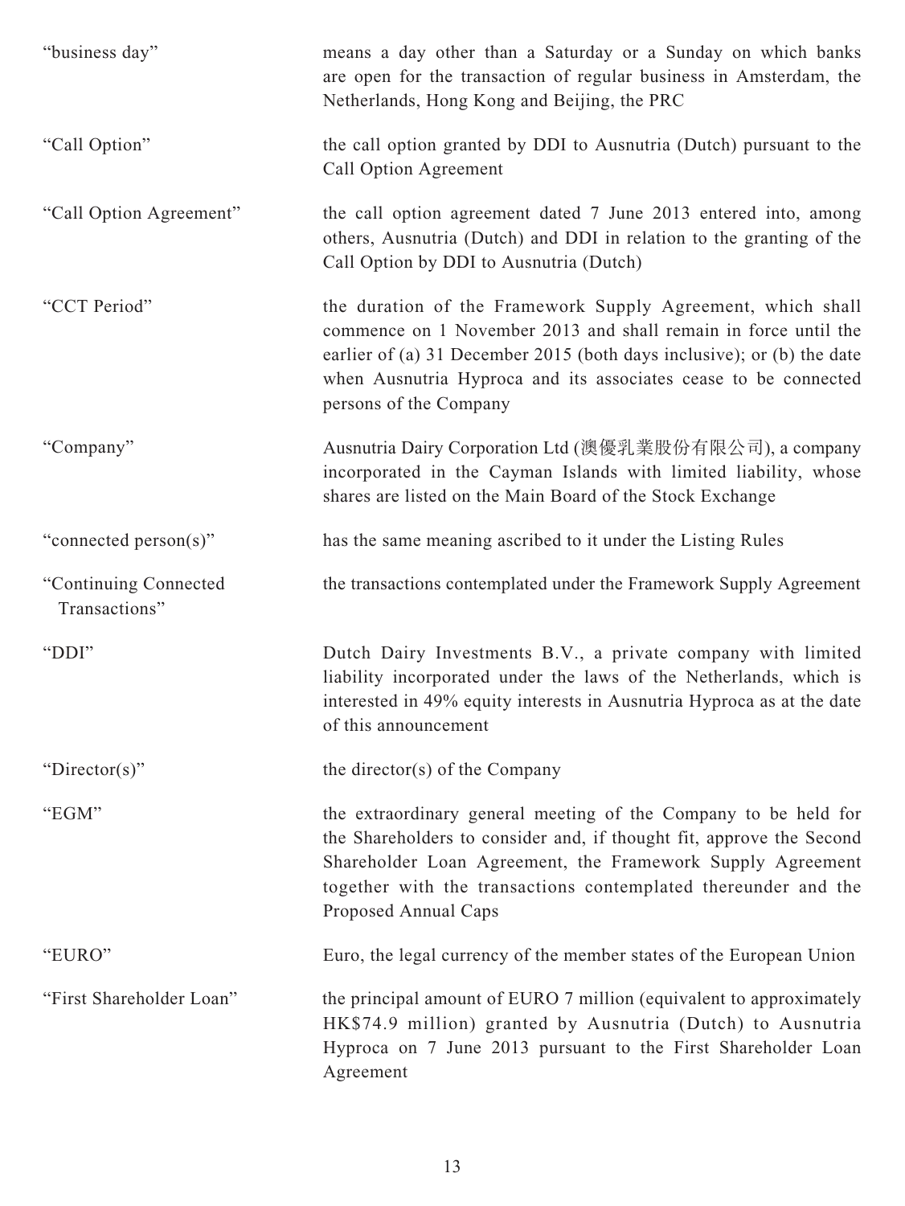| | |
|---|---|
| "business day" | means a day other than a Saturday or a Sunday on which banks are open for the transaction of regular business in Amsterdam, the Netherlands, Hong Kong and Beijing, the PRC |
| "Call Option" | the call option granted by DDI to Ausnutria (Dutch) pursuant to the Call Option Agreement |
| "Call Option Agreement" | the call option agreement dated 7 June 2013 entered into, among others, Ausnutria (Dutch) and DDI in relation to the granting of the Call Option by DDI to Ausnutria (Dutch) |
| "CCT Period" | the duration of the Framework Supply Agreement, which shall commence on 1 November 2013 and shall remain in force until the earlier of (a) 31 December 2015 (both days inclusive); or (b) the date when Ausnutria Hyproca and its associates cease to be connected persons of the Company |
| "Company" | Ausnutria Dairy Corporation Ltd (澳優乳業股份有限公司), a company incorporated in the Cayman Islands with limited liability, whose shares are listed on the Main Board of the Stock Exchange |
| "connected person(s)" | has the same meaning ascribed to it under the Listing Rules |
| "Continuing Connected Transactions" | the transactions contemplated under the Framework Supply Agreement |
| "DDI" | Dutch Dairy Investments B.V., a private company with limited liability incorporated under the laws of the Netherlands, which is interested in 49% equity interests in Ausnutria Hyproca as at the date of this announcement |
| "Director(s)" | the director(s) of the Company |
| "EGM" | the extraordinary general meeting of the Company to be held for the Shareholders to consider and, if thought fit, approve the Second Shareholder Loan Agreement, the Framework Supply Agreement together with the transactions contemplated thereunder and the Proposed Annual Caps |
| "EURO" | Euro, the legal currency of the member states of the European Union |
| "First Shareholder Loan" | the principal amount of EURO 7 million (equivalent to approximately HK$74.9 million) granted by Ausnutria (Dutch) to Ausnutria Hyproca on 7 June 2013 pursuant to the First Shareholder Loan Agreement |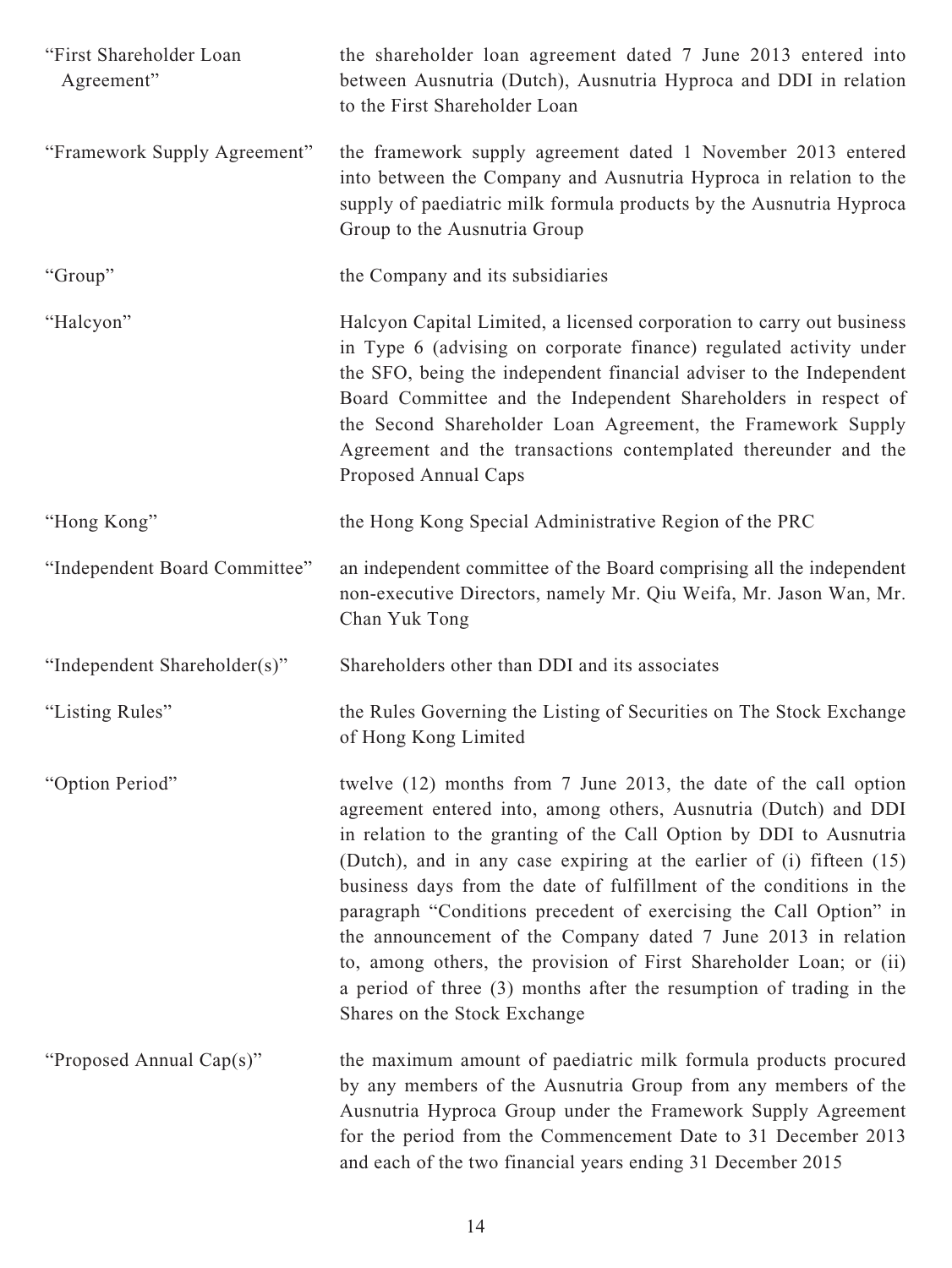| | |
|---|---|
| "First Shareholder Loan Agreement" | the shareholder loan agreement dated 7 June 2013 entered into between Ausnutria (Dutch), Ausnutria Hyproca and DDI in relation to the First Shareholder Loan |
| "Framework Supply Agreement" | the framework supply agreement dated 1 November 2013 entered into between the Company and Ausnutria Hyproca in relation to the supply of paediatric milk formula products by the Ausnutria Hyproca Group to the Ausnutria Group |
| "Group" | the Company and its subsidiaries |
| "Halcyon" | Halcyon Capital Limited, a licensed corporation to carry out business in Type 6 (advising on corporate finance) regulated activity under the SFO, being the independent financial adviser to the Independent Board Committee and the Independent Shareholders in respect of the Second Shareholder Loan Agreement, the Framework Supply Agreement and the transactions contemplated thereunder and the Proposed Annual Caps |
| "Hong Kong" | the Hong Kong Special Administrative Region of the PRC |
| "Independent Board Committee" | an independent committee of the Board comprising all the independent non-executive Directors, namely Mr. Qiu Weifa, Mr. Jason Wan, Mr. Chan Yuk Tong |
| "Independent Shareholder(s)" | Shareholders other than DDI and its associates |
| "Listing Rules" | the Rules Governing the Listing of Securities on The Stock Exchange of Hong Kong Limited |
| "Option Period" | twelve (12) months from 7 June 2013, the date of the call option agreement entered into, among others, Ausnutria (Dutch) and DDI in relation to the granting of the Call Option by DDI to Ausnutria (Dutch), and in any case expiring at the earlier of (i) fifteen (15) business days from the date of fulfillment of the conditions in the paragraph "Conditions precedent of exercising the Call Option" in the announcement of the Company dated 7 June 2013 in relation to, among others, the provision of First Shareholder Loan; or (ii) a period of three (3) months after the resumption of trading in the Shares on the Stock Exchange |
| "Proposed Annual Cap(s)" | the maximum amount of paediatric milk formula products procured by any members of the Ausnutria Group from any members of the Ausnutria Hyproca Group under the Framework Supply Agreement for the period from the Commencement Date to 31 December 2013 and each of the two financial years ending 31 December 2015 |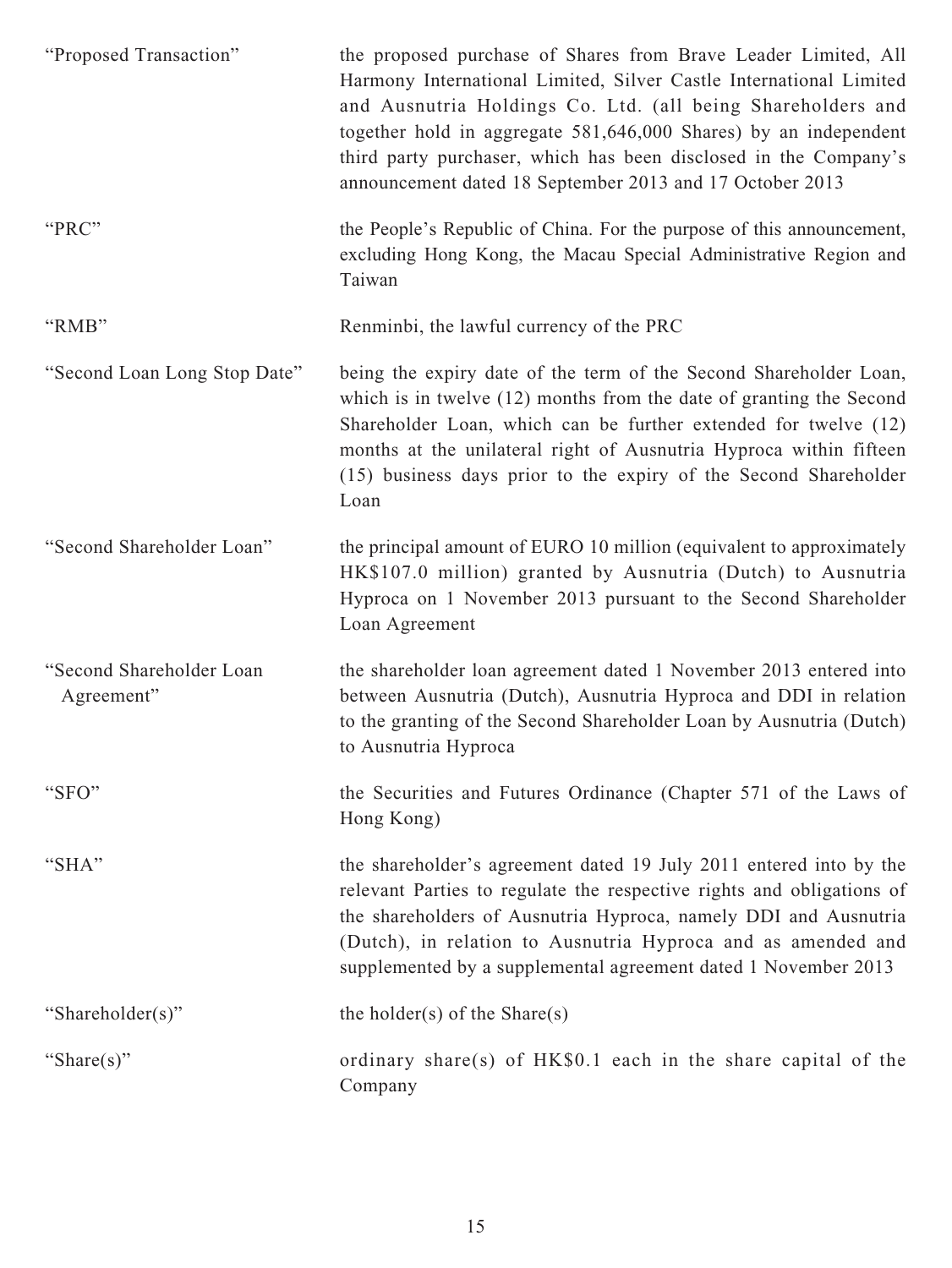| | |
|---|---|
| "Proposed Transaction" | the proposed purchase of Shares from Brave Leader Limited, All Harmony International Limited, Silver Castle International Limited and Ausnutria Holdings Co. Ltd. (all being Shareholders and together hold in aggregate 581,646,000 Shares) by an independent third party purchaser, which has been disclosed in the Company's announcement dated 18 September 2013 and 17 October 2013 |
| "PRC" | the People's Republic of China. For the purpose of this announcement, excluding Hong Kong, the Macau Special Administrative Region and Taiwan |
| "RMB" | Renminbi, the lawful currency of the PRC |
| "Second Loan Long Stop Date" | being the expiry date of the term of the Second Shareholder Loan, which is in twelve (12) months from the date of granting the Second Shareholder Loan, which can be further extended for twelve (12) months at the unilateral right of Ausnutria Hyproca within fifteen (15) business days prior to the expiry of the Second Shareholder Loan |
| "Second Shareholder Loan" | the principal amount of EURO 10 million (equivalent to approximately HK$107.0 million) granted by Ausnutria (Dutch) to Ausnutria Hyproca on 1 November 2013 pursuant to the Second Shareholder Loan Agreement |
| "Second Shareholder Loan Agreement" | the shareholder loan agreement dated 1 November 2013 entered into between Ausnutria (Dutch), Ausnutria Hyproca and DDI in relation to the granting of the Second Shareholder Loan by Ausnutria (Dutch) to Ausnutria Hyproca |
| "SFO" | the Securities and Futures Ordinance (Chapter 571 of the Laws of Hong Kong) |
| "SHA" | the shareholder's agreement dated 19 July 2011 entered into by the relevant Parties to regulate the respective rights and obligations of the shareholders of Ausnutria Hyproca, namely DDI and Ausnutria (Dutch), in relation to Ausnutria Hyproca and as amended and supplemented by a supplemental agreement dated 1 November 2013 |
| "Shareholder(s)" | the holder(s) of the Share(s) |
| "Share(s)" | ordinary share(s) of HK$0.1 each in the share capital of the Company |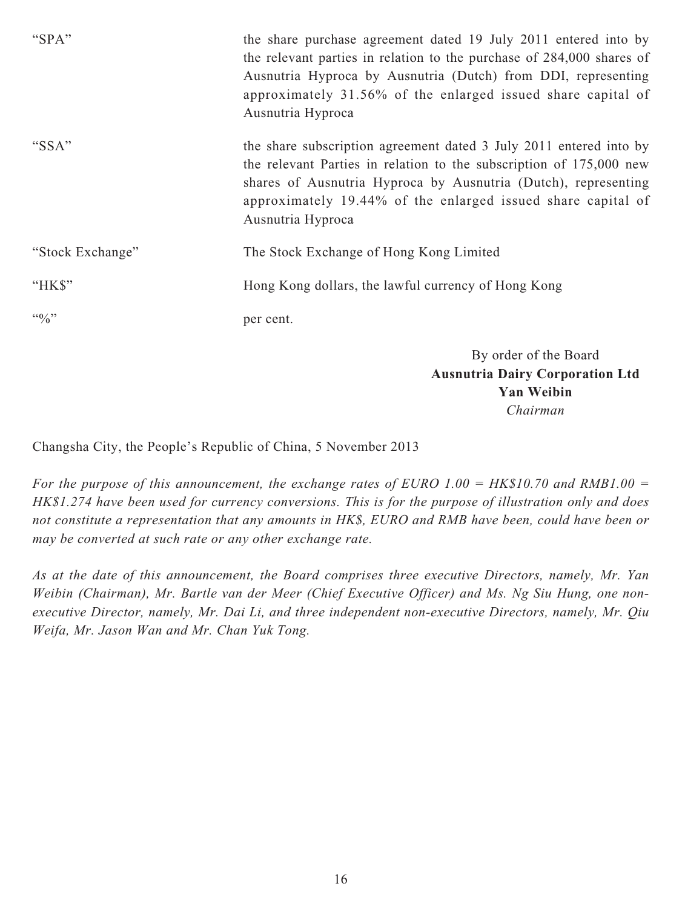| | |
|---|---|
| "SPA" | the share purchase agreement dated 19 July 2011 entered into by the relevant parties in relation to the purchase of 284,000 shares of Ausnutria Hyproca by Ausnutria (Dutch) from DDI, representing approximately 31.56% of the enlarged issued share capital of Ausnutria Hyproca |
| "SSA" | the share subscription agreement dated 3 July 2011 entered into by the relevant Parties in relation to the subscription of 175,000 new shares of Ausnutria Hyproca by Ausnutria (Dutch), representing approximately 19.44% of the enlarged issued share capital of Ausnutria Hyproca |
| "Stock Exchange" | The Stock Exchange of Hong Kong Limited |
| "HK$" | Hong Kong dollars, the lawful currency of Hong Kong |
| "%" | per cent. |

By order of the Board
**Ausnutria Dairy Corporation Ltd**
**Yan Weibin**
*Chairman*

Changsha City, the People's Republic of China, 5 November 2013

*For the purpose of this announcement, the exchange rates of EURO 1.00 = HK$10.70 and RMB1.00 = HK$1.274 have been used for currency conversions. This is for the purpose of illustration only and does not constitute a representation that any amounts in HK$, EURO and RMB have been, could have been or may be converted at such rate or any other exchange rate.*

*As at the date of this announcement, the Board comprises three executive Directors, namely, Mr. Yan Weibin (Chairman), Mr. Bartle van der Meer (Chief Executive Officer) and Ms. Ng Siu Hung, one non-executive Director, namely, Mr. Dai Li, and three independent non-executive Directors, namely, Mr. Qiu Weifa, Mr. Jason Wan and Mr. Chan Yuk Tong.*